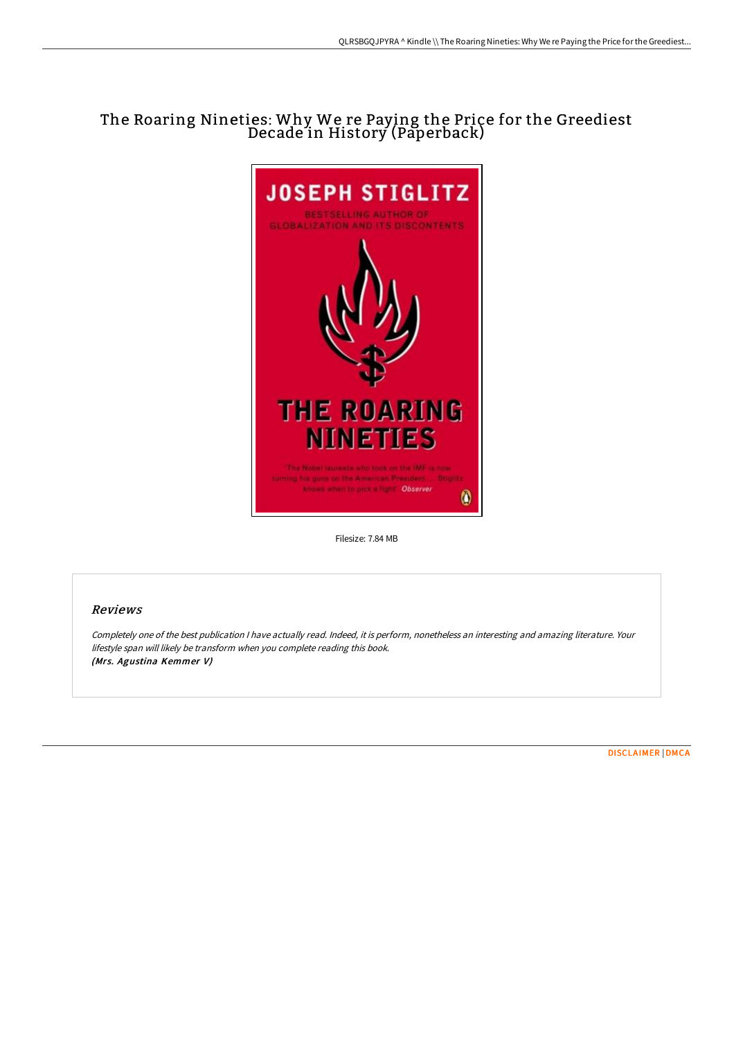# The Roaring Nineties: Why We re Paying the Price for the Greediest Decade in History (Paperback)

Filesize: 7.84 MB

## Reviews

*Completely one of the best publication I have actually read. Indeed, it is perform, nonetheless an interesting and amazing literature. Your lifestyle span will likely be transform when you complete reading this book.*
*(Mrs. Agustina Kemmer V)*

DISCLAIMER | DMCA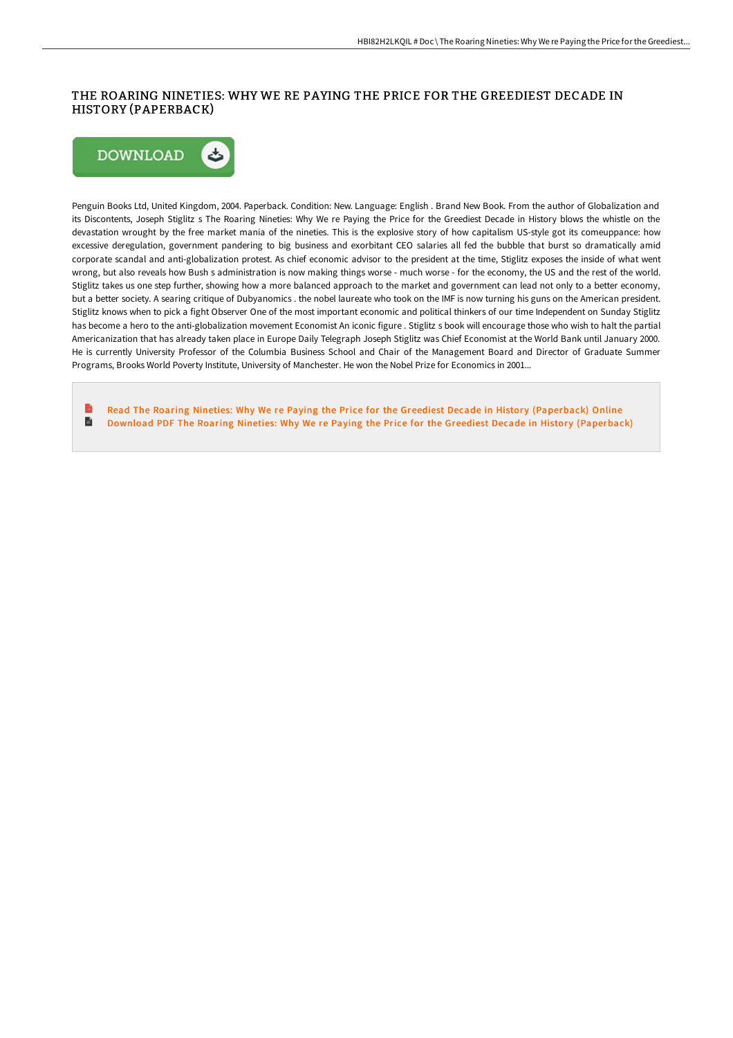# THE ROARING NINETIES: WHY WE RE PAYING THE PRICE FOR THE GREEDIEST DECADE IN HISTORY (PAPERBACK)

DOWNLOAD

Penguin Books Ltd, United Kingdom, 2004. Paperback. Condition: New. Language: English . Brand New Book. From the author of Globalization and its Discontents, Joseph Stiglitz s The Roaring Nineties: Why We re Paying the Price for the Greediest Decade in History blows the whistle on the devastation wrought by the free market mania of the nineties. This is the explosive story of how capitalism US-style got its comeuppance: how excessive deregulation, government pandering to big business and exorbitant CEO salaries all fed the bubble that burst so dramatically amid corporate scandal and anti-globalization protest. As chief economic advisor to the president at the time, Stiglitz exposes the inside of what went wrong, but also reveals how Bush s administration is now making things worse - much worse - for the economy, the US and the rest of the world. Stiglitz takes us one step further, showing how a more balanced approach to the market and government can lead not only to a better economy, but a better society. A searing critique of Dubyanomics . the nobel laureate who took on the IMF is now turning his guns on the American president. Stiglitz knows when to pick a fight Observer One of the most important economic and political thinkers of our time Independent on Sunday Stiglitz has become a hero to the anti-globalization movement Economist An iconic figure . Stiglitz s book will encourage those who wish to halt the partial Americanization that has already taken place in Europe Daily Telegraph Joseph Stiglitz was Chief Economist at the World Bank until January 2000. He is currently University Professor of the Columbia Business School and Chair of the Management Board and Director of Graduate Summer Programs, Brooks World Poverty Institute, University of Manchester. He won the Nobel Prize for Economics in 2001...

- Read The Roaring Nineties: Why We re Paying the Price for the Greediest Decade in History (Paperback) Online
- Download PDF The Roaring Nineties: Why We re Paying the Price for the Greediest Decade in History (Paperback)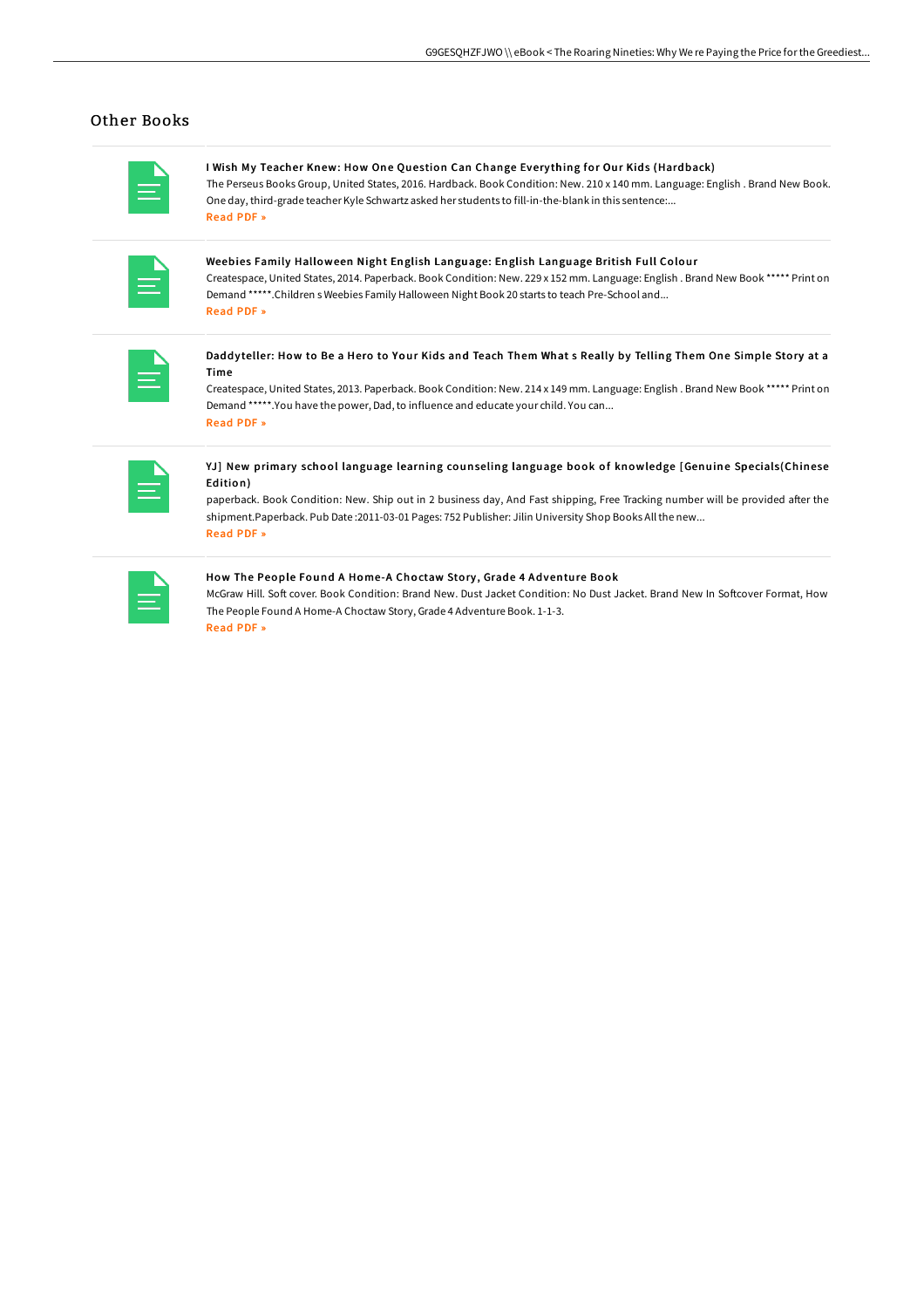## Other Books

**I Wish My Teacher Knew: How One Question Can Change Everything for Our Kids (Hardback)**
The Perseus Books Group, United States, 2016. Hardback. Book Condition: New. 210 x 140 mm. Language: English . Brand New Book. One day, third-grade teacher Kyle Schwartz asked her students to fill-in-the-blank in this sentence:...
Read PDF »

**Weebies Family Halloween Night English Language: English Language British Full Colour**
Createspace, United States, 2014. Paperback. Book Condition: New. 229 x 152 mm. Language: English . Brand New Book ***** Print on Demand *****.Children s Weebies Family Halloween Night Book 20 starts to teach Pre-School and...
Read PDF »

**Daddyteller: How to Be a Hero to Your Kids and Teach Them What s Really by Telling Them One Simple Story at a Time**
Createspace, United States, 2013. Paperback. Book Condition: New. 214 x 149 mm. Language: English . Brand New Book ***** Print on Demand *****.You have the power, Dad, to influence and educate your child. You can...
Read PDF »

**YJ] New primary school language learning counseling language book of knowledge [Genuine Specials(Chinese Edition)**
paperback. Book Condition: New. Ship out in 2 business day, And Fast shipping, Free Tracking number will be provided after the shipment.Paperback. Pub Date :2011-03-01 Pages: 752 Publisher: Jilin University Shop Books All the new...
Read PDF »

**How The People Found A Home-A Choctaw Story, Grade 4 Adventure Book**
McGraw Hill. Soft cover. Book Condition: Brand New. Dust Jacket Condition: No Dust Jacket. Brand New In Softcover Format, How The People Found A Home-A Choctaw Story, Grade 4 Adventure Book. 1-1-3.
Read PDF »